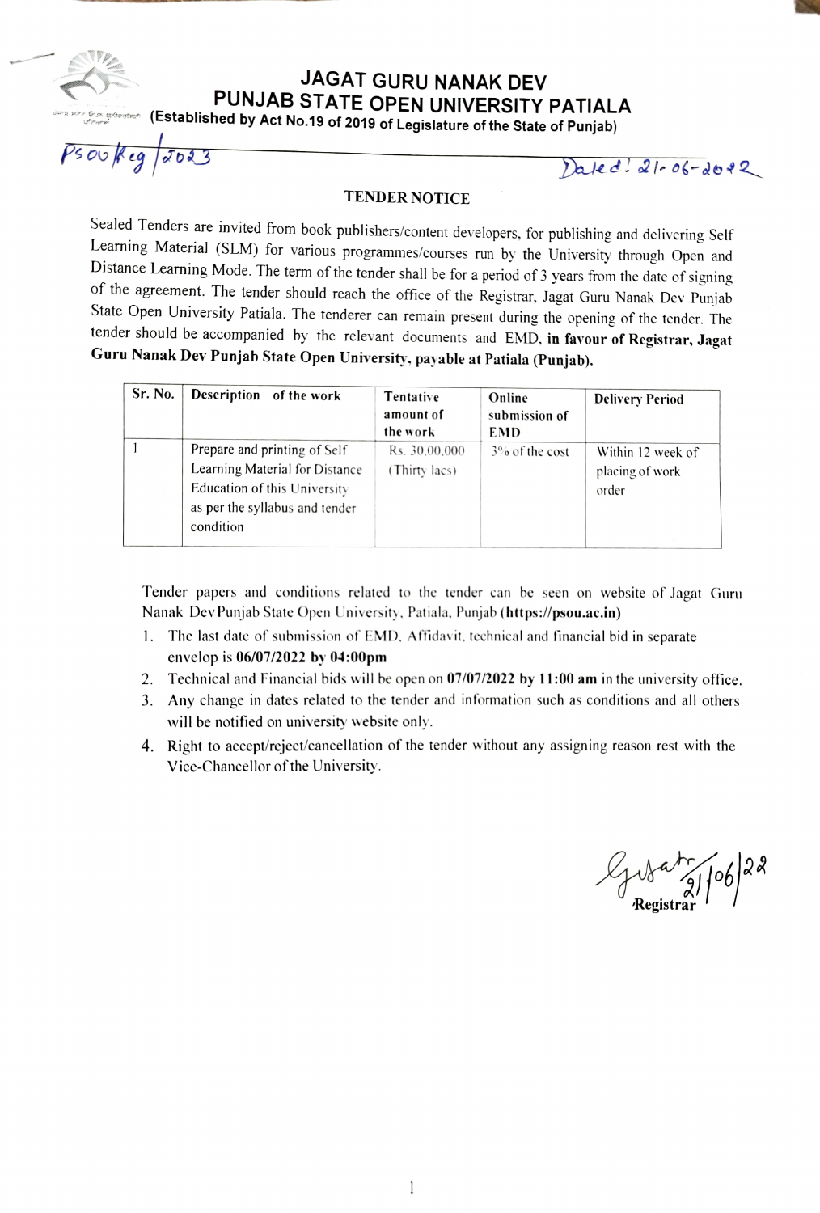# JAGAT GURU NANAK DEV
# PUNJAB STATE OPEN UNIVERSITY PATIALA

**(Established by Act No.19 of 2019 of Legislature of the State of Punjab)**

PSOU/Reg/2023 Dated: 21-06-2022

## TENDER NOTICE

Sealed Tenders are invited from book publishers/content developers, for publishing and delivering Self Learning Material (SLM) for various programmes/courses run by the University through Open and Distance Learning Mode. The term of the tender shall be for a period of 3 years from the date of signing of the agreement. The tender should reach the office of the Registrar, Jagat Guru Nanak Dev Punjab State Open University Patiala. The tenderer can remain present during the opening of the tender. The tender should be accompanied by the relevant documents and EMD, **in favour of Registrar, Jagat Guru Nanak Dev Punjab State Open University, payable at Patiala (Punjab).**

| Sr. No. | Description of the work | Tentative amount of the work | Online submission of EMD | Delivery Period |
|---|---|---|---|---|
| 1 | Prepare and printing of Self Learning Material for Distance Education of this University as per the syllabus and tender condition | Rs. 30,00,000 (Thirty lacs) | 3% of the cost | Within 12 week of placing of work order |

Tender papers and conditions related to the tender can be seen on website of Jagat Guru Nanak Dev Punjab State Open University, Patiala, Punjab (**https://psou.ac.in**)

1. The last date of submission of EMD, Affidavit, technical and financial bid in separate envelop is **06/07/2022 by 04:00pm**
2. Technical and Financial bids will be open on **07/07/2022 by 11:00 am** in the university office.
3. Any change in dates related to the tender and information such as conditions and all others will be notified on university website only.
4. Right to accept/reject/cancellation of the tender without any assigning reason rest with the Vice-Chancellor of the University.

Sd/- 21/06/22
**Registrar**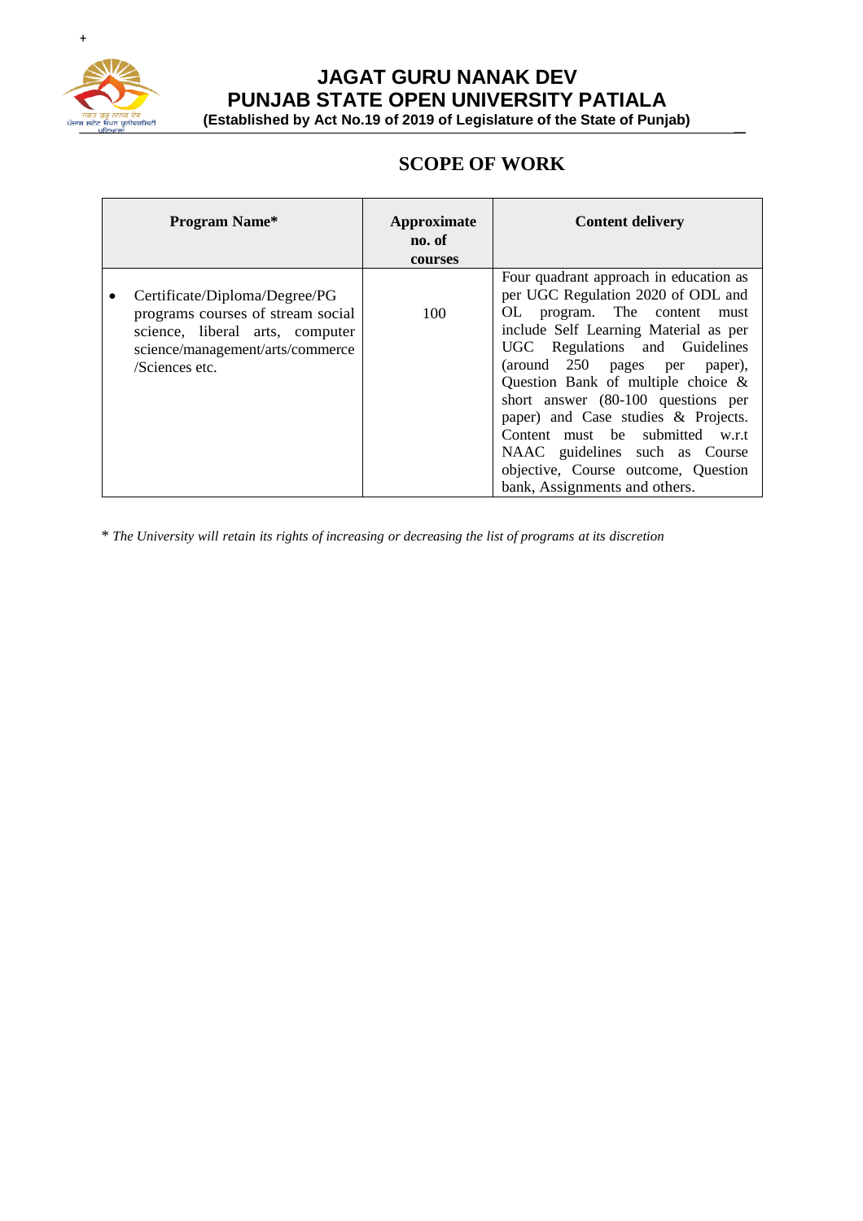# JAGAT GURU NANAK DEV PUNJAB STATE OPEN UNIVERSITY PATIALA

**(Established by Act No.19 of 2019 of Legislature of the State of Punjab)**

## SCOPE OF WORK

| Program Name* | Approximate no. of courses | Content delivery |
|---|---|---|
| • Certificate/Diploma/Degree/PG programs courses of stream social science, liberal arts, computer science/management/arts/commerce /Sciences etc. | 100 | Four quadrant approach in education as per UGC Regulation 2020 of ODL and OL program. The content must include Self Learning Material as per UGC Regulations and Guidelines (around 250 pages per paper), Question Bank of multiple choice & short answer (80-100 questions per paper) and Case studies & Projects. Content must be submitted w.r.t NAAC guidelines such as Course objective, Course outcome, Question bank, Assignments and others. |

\* *The University will retain its rights of increasing or decreasing the list of programs at its discretion*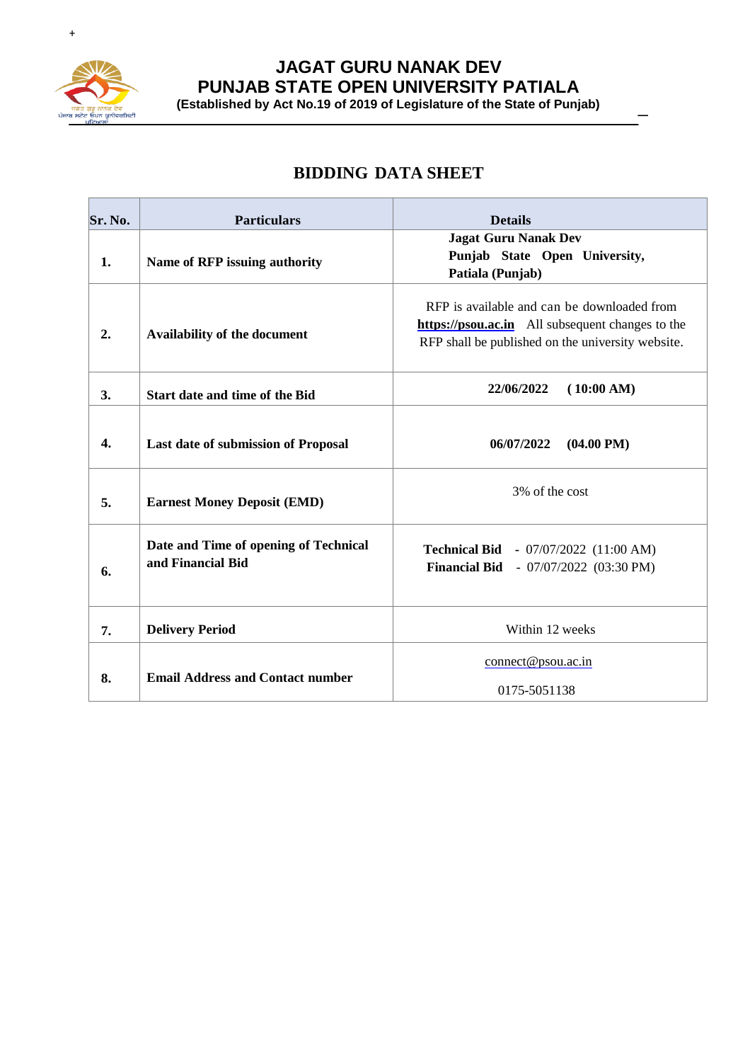# JAGAT GURU NANAK DEV PUNJAB STATE OPEN UNIVERSITY PATIALA

**(Established by Act No.19 of 2019 of Legislature of the State of Punjab)**

## BIDDING DATA SHEET

| Sr. No. | Particulars | Details |
|---|---|---|
| **1.** | **Name of RFP issuing authority** | **Jagat Guru Nanak Dev Punjab State Open University, Patiala (Punjab)** |
| **2.** | **Availability of the document** | RFP is available and can be downloaded from **https://psou.ac.in** All subsequent changes to the RFP shall be published on the university website. |
| **3.** | **Start date and time of the Bid** | **22/06/2022 (10:00 AM)** |
| **4.** | **Last date of submission of Proposal** | **06/07/2022 (04.00 PM)** |
| **5.** | **Earnest Money Deposit (EMD)** | 3% of the cost |
| **6.** | **Date and Time of opening of Technical and Financial Bid** | **Technical Bid** - 07/07/2022 (11:00 AM)<br>**Financial Bid** - 07/07/2022 (03:30 PM) |
| **7.** | **Delivery Period** | Within 12 weeks |
| **8.** | **Email Address and Contact number** | connect@psou.ac.in<br>0175-5051138 |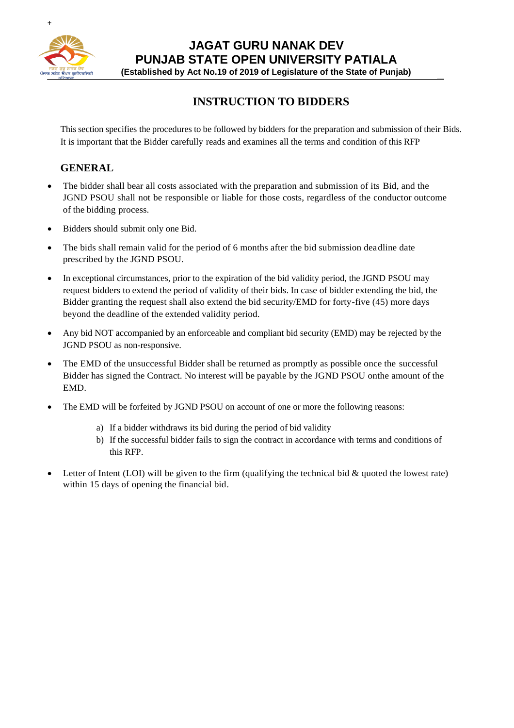# JAGAT GURU NANAK DEV
# PUNJAB STATE OPEN UNIVERSITY PATIALA
**(Established by Act No.19 of 2019 of Legislature of the State of Punjab)**

## INSTRUCTION TO BIDDERS

This section specifies the procedures to be followed by bidders for the preparation and submission of their Bids. It is important that the Bidder carefully reads and examines all the terms and condition of this RFP

### GENERAL

- The bidder shall bear all costs associated with the preparation and submission of its Bid, and the JGND PSOU shall not be responsible or liable for those costs, regardless of the conductor outcome of the bidding process.
- Bidders should submit only one Bid.
- The bids shall remain valid for the period of 6 months after the bid submission deadline date prescribed by the JGND PSOU.
- In exceptional circumstances, prior to the expiration of the bid validity period, the JGND PSOU may request bidders to extend the period of validity of their bids. In case of bidder extending the bid, the Bidder granting the request shall also extend the bid security/EMD for forty-five (45) more days beyond the deadline of the extended validity period.
- Any bid NOT accompanied by an enforceable and compliant bid security (EMD) may be rejected by the JGND PSOU as non-responsive.
- The EMD of the unsuccessful Bidder shall be returned as promptly as possible once the successful Bidder has signed the Contract. No interest will be payable by the JGND PSOU onthe amount of the EMD.
- The EMD will be forfeited by JGND PSOU on account of one or more the following reasons:
    a) If a bidder withdraws its bid during the period of bid validity
    b) If the successful bidder fails to sign the contract in accordance with terms and conditions of this RFP.
- Letter of Intent (LOI) will be given to the firm (qualifying the technical bid & quoted the lowest rate) within 15 days of opening the financial bid.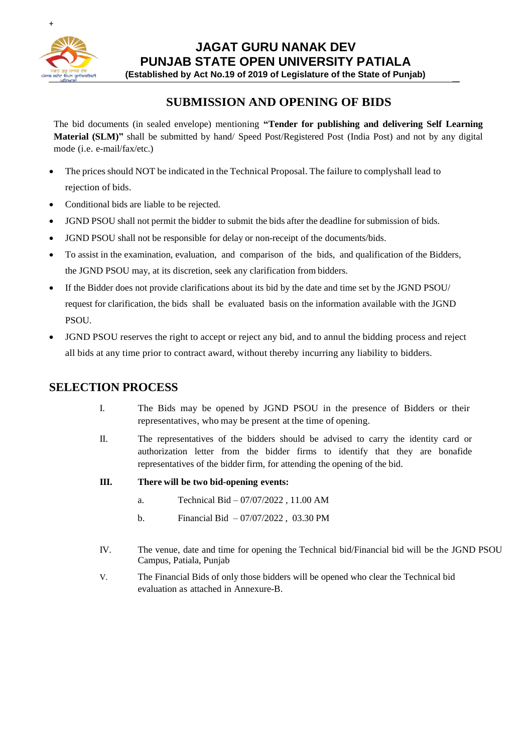# JAGAT GURU NANAK DEV PUNJAB STATE OPEN UNIVERSITY PATIALA

**(Established by Act No.19 of 2019 of Legislature of the State of Punjab)**

## SUBMISSION AND OPENING OF BIDS

The bid documents (in sealed envelope) mentioning **"Tender for publishing and delivering Self Learning Material (SLM)"** shall be submitted by hand/ Speed Post/Registered Post (India Post) and not by any digital mode (i.e. e-mail/fax/etc.)

- The prices should NOT be indicated in the Technical Proposal. The failure to complyshall lead to rejection of bids.
- Conditional bids are liable to be rejected.
- JGND PSOU shall not permit the bidder to submit the bids after the deadline for submission of bids.
- JGND PSOU shall not be responsible for delay or non-receipt of the documents/bids.
- To assist in the examination, evaluation, and comparison of the bids, and qualification of the Bidders, the JGND PSOU may, at its discretion, seek any clarification from bidders.
- If the Bidder does not provide clarifications about its bid by the date and time set by the JGND PSOU/ request for clarification, the bids shall be evaluated basis on the information available with the JGND PSOU.
- JGND PSOU reserves the right to accept or reject any bid, and to annul the bidding process and reject all bids at any time prior to contract award, without thereby incurring any liability to bidders.

## SELECTION PROCESS

I. The Bids may be opened by JGND PSOU in the presence of Bidders or their representatives, who may be present at the time of opening.

II. The representatives of the bidders should be advised to carry the identity card or authorization letter from the bidder firms to identify that they are bonafide representatives of the bidder firm, for attending the opening of the bid.

**III. There will be two bid-opening events:**

a. Technical Bid – 07/07/2022 , 11.00 AM

b. Financial Bid – 07/07/2022 , 03.30 PM

IV. The venue, date and time for opening the Technical bid/Financial bid will be the JGND PSOU Campus, Patiala, Punjab

V. The Financial Bids of only those bidders will be opened who clear the Technical bid evaluation as attached in Annexure-B.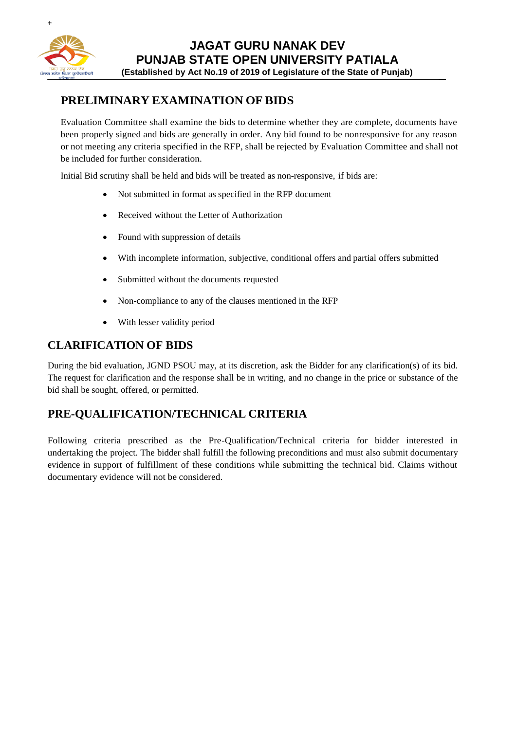## PRELIMINARY EXAMINATION OF BIDS

Evaluation Committee shall examine the bids to determine whether they are complete, documents have been properly signed and bids are generally in order. Any bid found to be nonresponsive for any reason or not meeting any criteria specified in the RFP, shall be rejected by Evaluation Committee and shall not be included for further consideration.

Initial Bid scrutiny shall be held and bids will be treated as non-responsive, if bids are:

- Not submitted in format as specified in the RFP document
- Received without the Letter of Authorization
- Found with suppression of details
- With incomplete information, subjective, conditional offers and partial offers submitted
- Submitted without the documents requested
- Non-compliance to any of the clauses mentioned in the RFP
- With lesser validity period

## CLARIFICATION OF BIDS

During the bid evaluation, JGND PSOU may, at its discretion, ask the Bidder for any clarification(s) of its bid. The request for clarification and the response shall be in writing, and no change in the price or substance of the bid shall be sought, offered, or permitted.

## PRE-QUALIFICATION/TECHNICAL CRITERIA

Following criteria prescribed as the Pre-Qualification/Technical criteria for bidder interested in undertaking the project. The bidder shall fulfill the following preconditions and must also submit documentary evidence in support of fulfillment of these conditions while submitting the technical bid. Claims without documentary evidence will not be considered.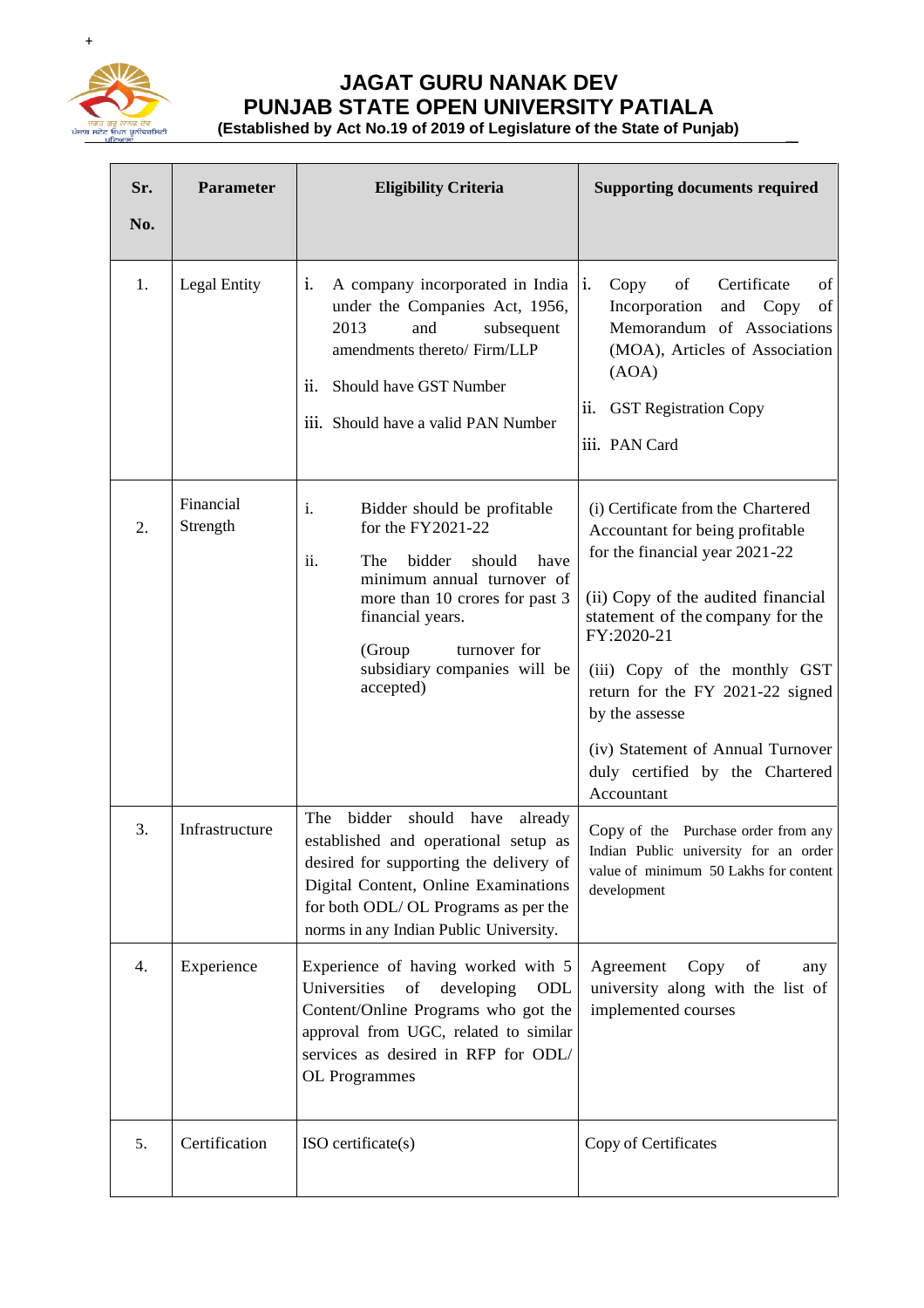# JAGAT GURU NANAK DEV
# PUNJAB STATE OPEN UNIVERSITY PATIALA
**(Established by Act No.19 of 2019 of Legislature of the State of Punjab)**

| Sr. No. | Parameter | Eligibility Criteria | Supporting documents required |
|---|---|---|---|
| 1. | Legal Entity | i. A company incorporated in India under the Companies Act, 1956, 2013 and subsequent amendments thereto/ Firm/LLP<br>ii. Should have GST Number<br>iii. Should have a valid PAN Number | i. Copy of Certificate of Incorporation and Copy of Memorandum of Associations (MOA), Articles of Association (AOA)<br>ii. GST Registration Copy<br>iii. PAN Card |
| 2. | Financial Strength | i. Bidder should be profitable for the FY2021-22<br>ii. The bidder should have minimum annual turnover of more than 10 crores for past 3 financial years.<br>(Group turnover for subsidiary companies will be accepted) | (i) Certificate from the Chartered Accountant for being profitable for the financial year 2021-22<br>(ii) Copy of the audited financial statement of the company for the FY:2020-21<br>(iii) Copy of the monthly GST return for the FY 2021-22 signed by the assesse<br>(iv) Statement of Annual Turnover duly certified by the Chartered Accountant |
| 3. | Infrastructure | The bidder should have already established and operational setup as desired for supporting the delivery of Digital Content, Online Examinations for both ODL/ OL Programs as per the norms in any Indian Public University. | Copy of the Purchase order from any Indian Public university for an order value of minimum 50 Lakhs for content development |
| 4. | Experience | Experience of having worked with 5 Universities of developing ODL Content/Online Programs who got the approval from UGC, related to similar services as desired in RFP for ODL/ OL Programmes | Agreement Copy of any university along with the list of implemented courses |
| 5. | Certification | ISO certificate(s) | Copy of Certificates |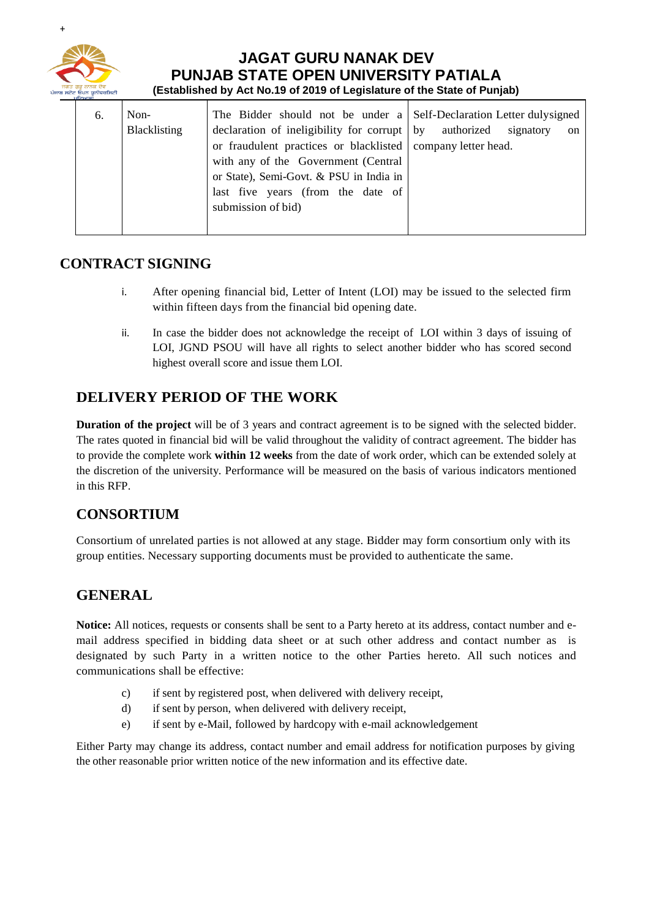| 6. | Non-Blacklisting | The Bidder should not be under a declaration of ineligibility for corrupt or fraudulent practices or blacklisted with any of the Government (Central or State), Semi-Govt. & PSU in India in last five years (from the date of submission of bid) | Self-Declaration Letter dulysigned by authorized signatory on company letter head. |
|---|---|---|---|

## CONTRACT SIGNING

i. After opening financial bid, Letter of Intent (LOI) may be issued to the selected firm within fifteen days from the financial bid opening date.

ii. In case the bidder does not acknowledge the receipt of LOI within 3 days of issuing of LOI, JGND PSOU will have all rights to select another bidder who has scored second highest overall score and issue them LOI.

## DELIVERY PERIOD OF THE WORK

**Duration of the project** will be of 3 years and contract agreement is to be signed with the selected bidder. The rates quoted in financial bid will be valid throughout the validity of contract agreement. The bidder has to provide the complete work **within 12 weeks** from the date of work order, which can be extended solely at the discretion of the university. Performance will be measured on the basis of various indicators mentioned in this RFP.

## CONSORTIUM

Consortium of unrelated parties is not allowed at any stage. Bidder may form consortium only with its group entities. Necessary supporting documents must be provided to authenticate the same.

## GENERAL

**Notice:** All notices, requests or consents shall be sent to a Party hereto at its address, contact number and e-mail address specified in bidding data sheet or at such other address and contact number as is designated by such Party in a written notice to the other Parties hereto. All such notices and communications shall be effective:

c) if sent by registered post, when delivered with delivery receipt,

d) if sent by person, when delivered with delivery receipt,

e) if sent by e-Mail, followed by hardcopy with e-mail acknowledgement

Either Party may change its address, contact number and email address for notification purposes by giving the other reasonable prior written notice of the new information and its effective date.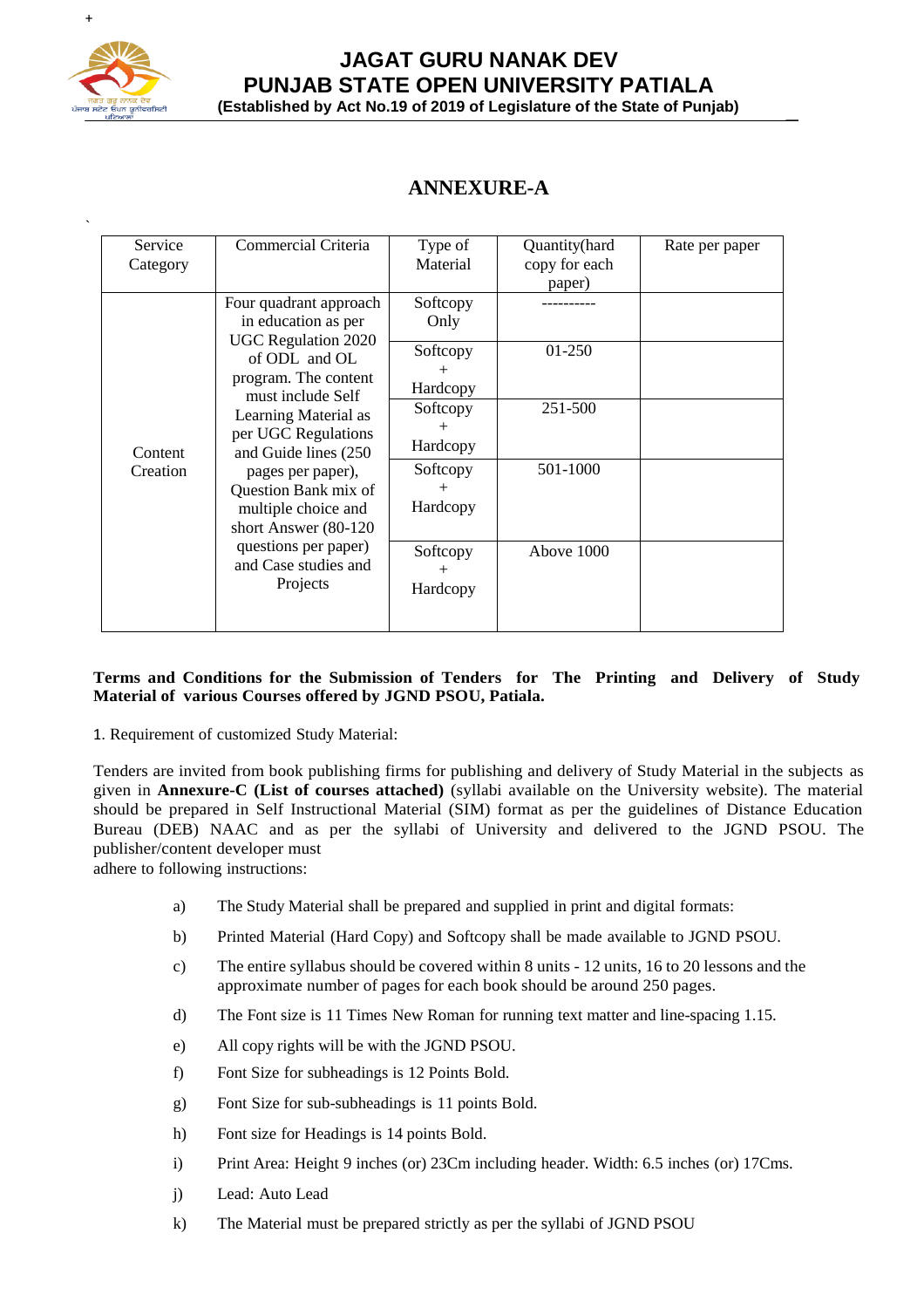# JAGAT GURU NANAK DEV PUNJAB STATE OPEN UNIVERSITY PATIALA

**(Established by Act No.19 of 2019 of Legislature of the State of Punjab)**

## ANNEXURE-A

| Service Category | Commercial Criteria | Type of Material | Quantity(hard copy for each paper) | Rate per paper |
|---|---|---|---|---|
| Content Creation | Four quadrant approach in education as per UGC Regulation 2020 of ODL and OL program. The content must include Self Learning Material as per UGC Regulations and Guide lines (250 pages per paper), Question Bank mix of multiple choice and short Answer (80-120 questions per paper) and Case studies and Projects | Softcopy Only | ---------- | |
| | | Softcopy + Hardcopy | 01-250 | |
| | | Softcopy + Hardcopy | 251-500 | |
| | | Softcopy + Hardcopy | 501-1000 | |
| | | Softcopy + Hardcopy | Above 1000 | |

**Terms and Conditions for the Submission of Tenders for The Printing and Delivery of Study Material of various Courses offered by JGND PSOU, Patiala.**

1. Requirement of customized Study Material:

Tenders are invited from book publishing firms for publishing and delivery of Study Material in the subjects as given in **Annexure-C (List of courses attached)** (syllabi available on the University website). The material should be prepared in Self Instructional Material (SIM) format as per the guidelines of Distance Education Bureau (DEB) NAAC and as per the syllabi of University and delivered to the JGND PSOU. The publisher/content developer must adhere to following instructions:

a) The Study Material shall be prepared and supplied in print and digital formats:

b) Printed Material (Hard Copy) and Softcopy shall be made available to JGND PSOU.

c) The entire syllabus should be covered within 8 units - 12 units, 16 to 20 lessons and the approximate number of pages for each book should be around 250 pages.

d) The Font size is 11 Times New Roman for running text matter and line-spacing 1.15.

e) All copy rights will be with the JGND PSOU.

f) Font Size for subheadings is 12 Points Bold.

g) Font Size for sub-subheadings is 11 points Bold.

h) Font size for Headings is 14 points Bold.

i) Print Area: Height 9 inches (or) 23Cm including header. Width: 6.5 inches (or) 17Cms.

j) Lead: Auto Lead

k) The Material must be prepared strictly as per the syllabi of JGND PSOU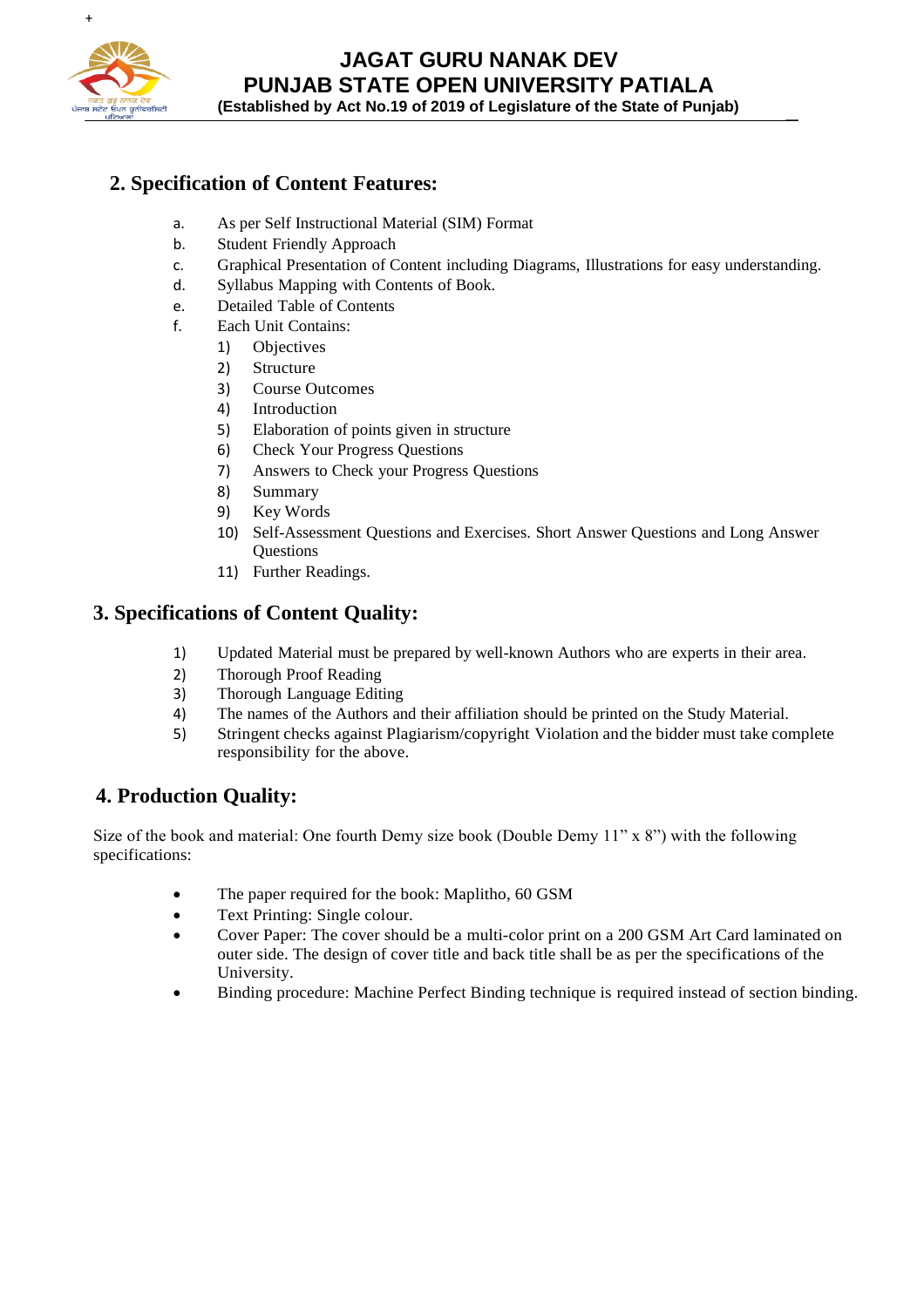## 2. Specification of Content Features:

a. As per Self Instructional Material (SIM) Format
b. Student Friendly Approach
c. Graphical Presentation of Content including Diagrams, Illustrations for easy understanding.
d. Syllabus Mapping with Contents of Book.
e. Detailed Table of Contents
f. Each Unit Contains:
   1) Objectives
   2) Structure
   3) Course Outcomes
   4) Introduction
   5) Elaboration of points given in structure
   6) Check Your Progress Questions
   7) Answers to Check your Progress Questions
   8) Summary
   9) Key Words
   10) Self-Assessment Questions and Exercises. Short Answer Questions and Long Answer Questions
   11) Further Readings.

## 3. Specifications of Content Quality:

1) Updated Material must be prepared by well-known Authors who are experts in their area.
2) Thorough Proof Reading
3) Thorough Language Editing
4) The names of the Authors and their affiliation should be printed on the Study Material.
5) Stringent checks against Plagiarism/copyright Violation and the bidder must take complete responsibility for the above.

## 4. Production Quality:

Size of the book and material: One fourth Demy size book (Double Demy 11" x 8") with the following specifications:

- The paper required for the book: Maplitho, 60 GSM
- Text Printing: Single colour.
- Cover Paper: The cover should be a multi-color print on a 200 GSM Art Card laminated on outer side. The design of cover title and back title shall be as per the specifications of the University.
- Binding procedure: Machine Perfect Binding technique is required instead of section binding.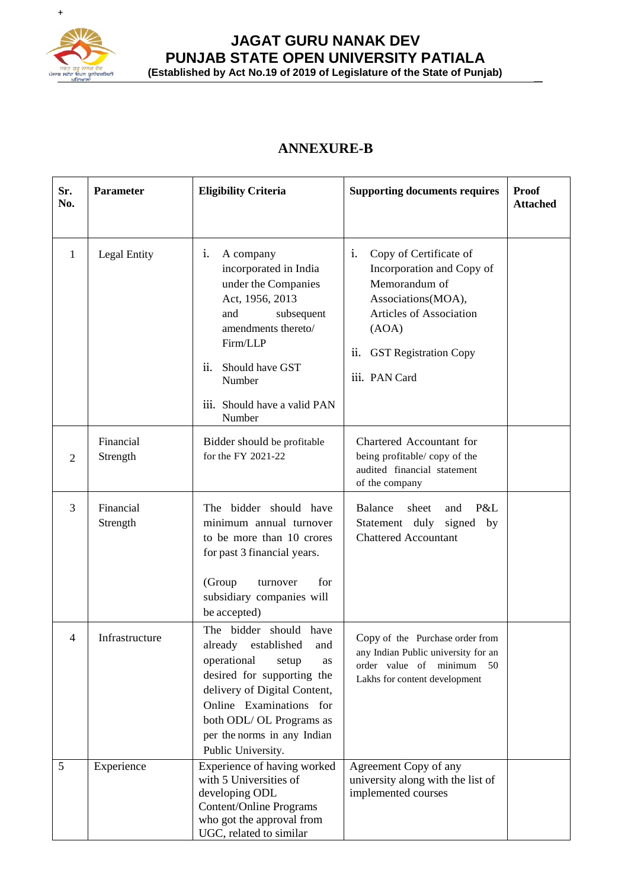**JAGAT GURU NANAK DEV**
**PUNJAB STATE OPEN UNIVERSITY PATIALA**
**(Established by Act No.19 of 2019 of Legislature of the State of Punjab)**

## ANNEXURE-B

| Sr. No. | Parameter | Eligibility Criteria | Supporting documents requires | Proof Attached |
|---|---|---|---|---|
| 1 | Legal Entity | i. A company incorporated in India under the Companies Act, 1956, 2013 and subsequent amendments thereto/ Firm/LLP<br>ii. Should have GST Number<br>iii. Should have a valid PAN Number | i. Copy of Certificate of Incorporation and Copy of Memorandum of Associations(MOA), Articles of Association (AOA)<br>ii. GST Registration Copy<br>iii. PAN Card | |
| 2 | Financial Strength | Bidder should be profitable for the FY 2021-22 | Chartered Accountant for being profitable/ copy of the audited financial statement of the company | |
| 3 | Financial Strength | The bidder should have minimum annual turnover to be more than 10 crores for past 3 financial years.<br>(Group turnover for subsidiary companies will be accepted) | Balance sheet and P&L Statement duly signed by Chattered Accountant | |
| 4 | Infrastructure | The bidder should have already established and operational setup as desired for supporting the delivery of Digital Content, Online Examinations for both ODL/ OL Programs as per the norms in any Indian Public University. | Copy of the Purchase order from any Indian Public university for an order value of minimum 50 Lakhs for content development | |
| 5 | Experience | Experience of having worked with 5 Universities of developing ODL Content/Online Programs who got the approval from UGC, related to similar | Agreement Copy of any university along with the list of implemented courses | |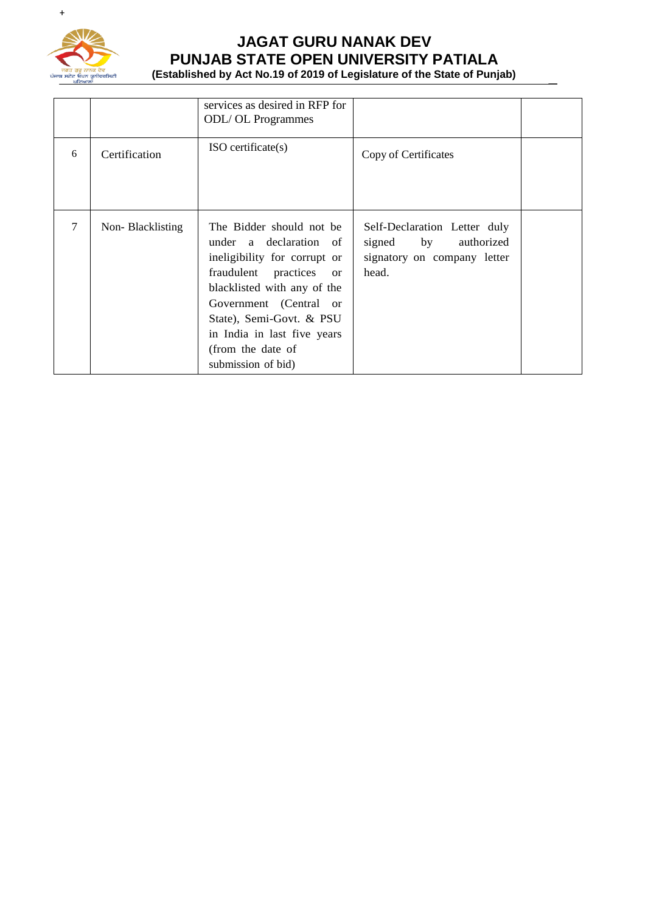| | | services as desired in RFP for ODL/ OL Programmes | | |
|---|---|---|---|---|
| 6 | Certification | ISO certificate(s) | Copy of Certificates | |
| 7 | Non- Blacklisting | The Bidder should not be under a declaration of ineligibility for corrupt or fraudulent practices or blacklisted with any of the Government (Central or State), Semi-Govt. & PSU in India in last five years (from the date of submission of bid) | Self-Declaration Letter duly signed by authorized signatory on company letter head. | |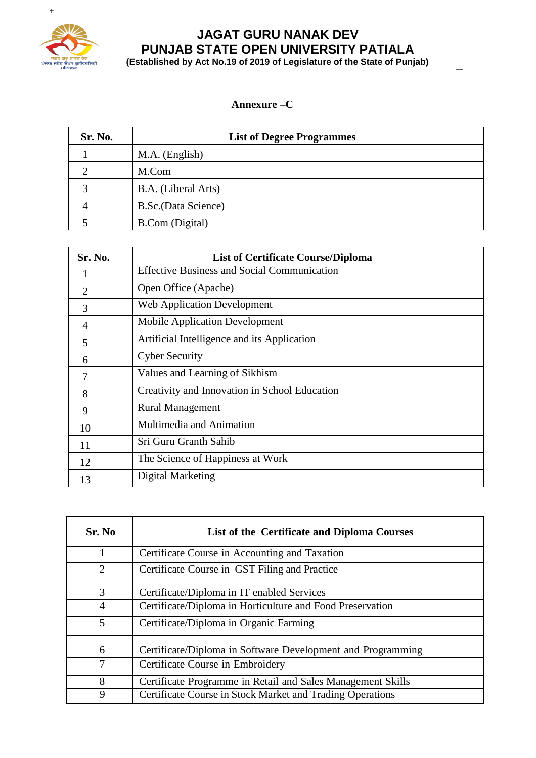# JAGAT GURU NANAK DEV
# PUNJAB STATE OPEN UNIVERSITY PATIALA

**(Established by Act No.19 of 2019 of Legislature of the State of Punjab)**

## Annexure –C

| Sr. No. | List of Degree Programmes |
|---|---|
| 1 | M.A. (English) |
| 2 | M.Com |
| 3 | B.A. (Liberal Arts) |
| 4 | B.Sc.(Data Science) |
| 5 | B.Com (Digital) |

| Sr. No. | List of Certificate Course/Diploma |
|---|---|
| 1 | Effective Business and Social Communication |
| 2 | Open Office (Apache) |
| 3 | Web Application Development |
| 4 | Mobile Application Development |
| 5 | Artificial Intelligence and its Application |
| 6 | Cyber Security |
| 7 | Values and Learning of Sikhism |
| 8 | Creativity and Innovation in School Education |
| 9 | Rural Management |
| 10 | Multimedia and Animation |
| 11 | Sri Guru Granth Sahib |
| 12 | The Science of Happiness at Work |
| 13 | Digital Marketing |

| Sr. No | List of the Certificate and Diploma Courses |
|---|---|
| 1 | Certificate Course in Accounting and Taxation |
| 2 | Certificate Course in GST Filing and Practice |
| 3 | Certificate/Diploma in IT enabled Services |
| 4 | Certificate/Diploma in Horticulture and Food Preservation |
| 5 | Certificate/Diploma in Organic Farming |
| 6 | Certificate/Diploma in Software Development and Programming |
| 7 | Certificate Course in Embroidery |
| 8 | Certificate Programme in Retail and Sales Management Skills |
| 9 | Certificate Course in Stock Market and Trading Operations |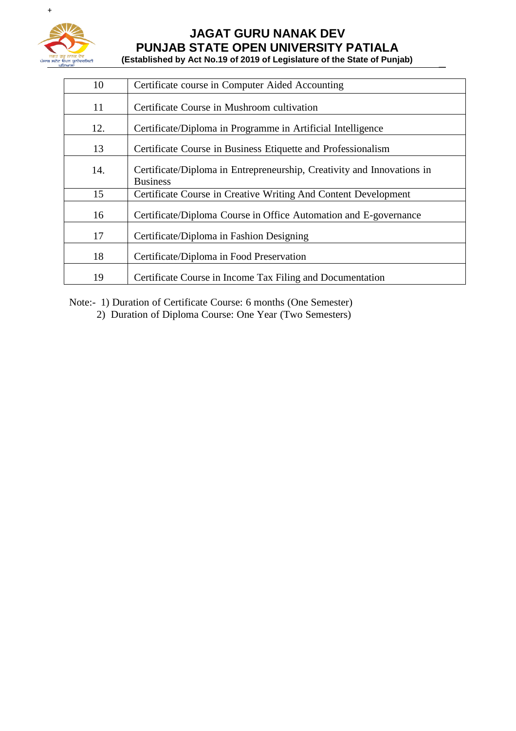| | |
|---|---|
| 10 | Certificate course in Computer Aided Accounting |
| 11 | Certificate Course in Mushroom cultivation |
| 12. | Certificate/Diploma in Programme in Artificial Intelligence |
| 13 | Certificate Course in Business Etiquette and Professionalism |
| 14. | Certificate/Diploma in Entrepreneurship, Creativity and Innovations in Business |
| 15 | Certificate Course in Creative Writing And Content Development |
| 16 | Certificate/Diploma Course in Office Automation and E-governance |
| 17 | Certificate/Diploma in Fashion Designing |
| 18 | Certificate/Diploma in Food Preservation |
| 19 | Certificate Course in Income Tax Filing and Documentation |

Note:- 1) Duration of Certificate Course: 6 months (One Semester)
2) Duration of Diploma Course: One Year (Two Semesters)